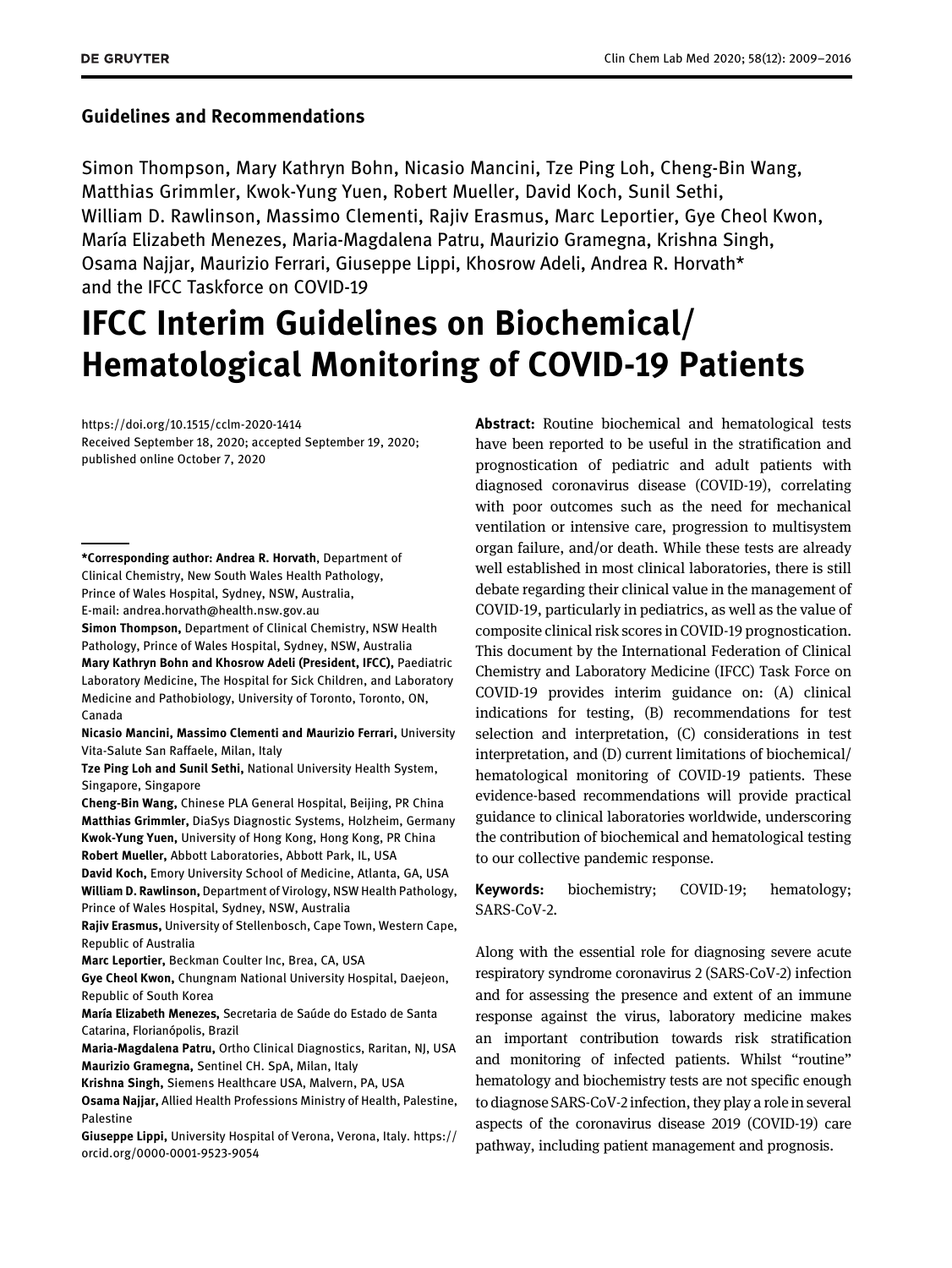## Guidelines and Recommendations

Simon Thompson, Mary Kathryn Bohn, Nicasio Mancini, Tze Ping Loh, Cheng-Bin Wang, Matthias Grimmler, Kwok-Yung Yuen, Robert Mueller, David Koch, Sunil Sethi, William D. Rawlinson, Massimo Clementi, Rajiv Erasmus, Marc Leportier, Gye Cheol Kwon, María Elizabeth Menezes, Maria-Magdalena Patru, Maurizio Gramegna, Krishna Singh, Osama Najjar, Maurizio Ferrari, Giuseppe Lippi, Khosrow Adeli, Andrea R. Horvath* and the IFCC Taskforce on COVID-19

# IFCC Interim Guidelines on Biochemical/ Hematological Monitoring of COVID-19 Patients

https://doi.org/10.1515/cclm-2020-1414
Received September 18, 2020; accepted September 19, 2020; published online October 7, 2020

**Abstract:** Routine biochemical and hematological tests have been reported to be useful in the stratification and prognostication of pediatric and adult patients with diagnosed coronavirus disease (COVID-19), correlating with poor outcomes such as the need for mechanical ventilation or intensive care, progression to multisystem organ failure, and/or death. While these tests are already well established in most clinical laboratories, there is still debate regarding their clinical value in the management of COVID-19, particularly in pediatrics, as well as the value of composite clinical risk scores in COVID-19 prognostication. This document by the International Federation of Clinical Chemistry and Laboratory Medicine (IFCC) Task Force on COVID-19 provides interim guidance on: (A) clinical indications for testing, (B) recommendations for test selection and interpretation, (C) considerations in test interpretation, and (D) current limitations of biochemical/ hematological monitoring of COVID-19 patients. These evidence-based recommendations will provide practical guidance to clinical laboratories worldwide, underscoring the contribution of biochemical and hematological testing to our collective pandemic response.

**Keywords:** biochemistry; COVID-19; hematology; SARS-CoV-2.

Along with the essential role for diagnosing severe acute respiratory syndrome coronavirus 2 (SARS-CoV-2) infection and for assessing the presence and extent of an immune response against the virus, laboratory medicine makes an important contribution towards risk stratification and monitoring of infected patients. Whilst "routine" hematology and biochemistry tests are not specific enough to diagnose SARS-CoV-2 infection, they play a role in several aspects of the coronavirus disease 2019 (COVID-19) care pathway, including patient management and prognosis.

---

***Corresponding author: Andrea R. Horvath**, Department of Clinical Chemistry, New South Wales Health Pathology, Prince of Wales Hospital, Sydney, NSW, Australia, E-mail: andrea.horvath@health.nsw.gov.au

**Simon Thompson,** Department of Clinical Chemistry, NSW Health Pathology, Prince of Wales Hospital, Sydney, NSW, Australia

**Mary Kathryn Bohn and Khosrow Adeli (President, IFCC),** Paediatric Laboratory Medicine, The Hospital for Sick Children, and Laboratory Medicine and Pathobiology, University of Toronto, Toronto, ON, Canada

**Nicasio Mancini, Massimo Clementi and Maurizio Ferrari,** University Vita-Salute San Raffaele, Milan, Italy

**Tze Ping Loh and Sunil Sethi,** National University Health System, Singapore, Singapore

**Cheng-Bin Wang,** Chinese PLA General Hospital, Beijing, PR China

**Matthias Grimmler,** DiaSys Diagnostic Systems, Holzheim, Germany

**Kwok-Yung Yuen,** University of Hong Kong, Hong Kong, PR China

**Robert Mueller,** Abbott Laboratories, Abbott Park, IL, USA

**David Koch,** Emory University School of Medicine, Atlanta, GA, USA

**William D. Rawlinson,** Department of Virology, NSW Health Pathology, Prince of Wales Hospital, Sydney, NSW, Australia

**Rajiv Erasmus,** University of Stellenbosch, Cape Town, Western Cape, Republic of Australia

**Marc Leportier,** Beckman Coulter Inc, Brea, CA, USA

**Gye Cheol Kwon,** Chungnam National University Hospital, Daejeon, Republic of South Korea

**María Elizabeth Menezes,** Secretaria de Saúde do Estado de Santa Catarina, Florianópolis, Brazil

**Maria-Magdalena Patru,** Ortho Clinical Diagnostics, Raritan, NJ, USA

**Maurizio Gramegna,** Sentinel CH. SpA, Milan, Italy

**Krishna Singh,** Siemens Healthcare USA, Malvern, PA, USA

**Osama Najjar,** Allied Health Professions Ministry of Health, Palestine, Palestine

**Giuseppe Lippi,** University Hospital of Verona, Verona, Italy. https://orcid.org/0000-0001-9523-9054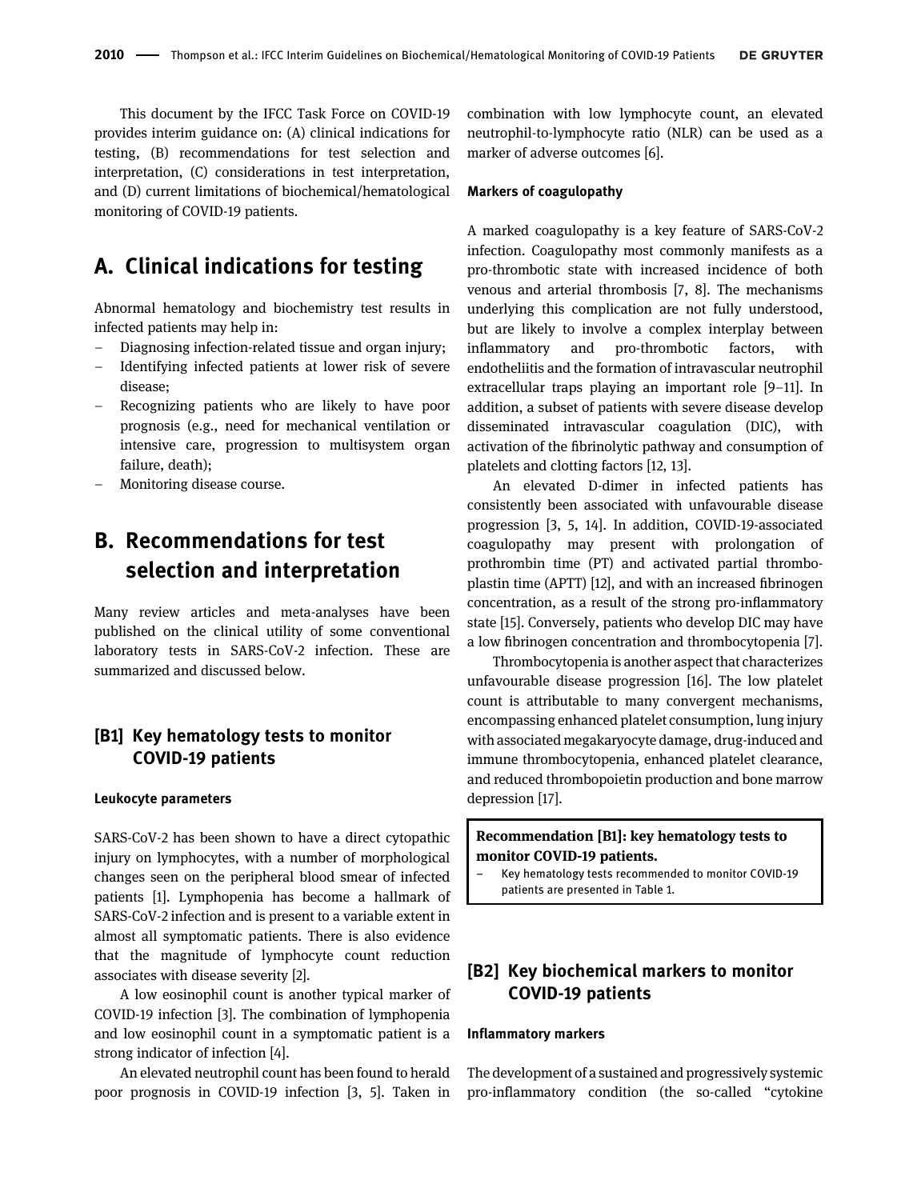This document by the IFCC Task Force on COVID-19 provides interim guidance on: (A) clinical indications for testing, (B) recommendations for test selection and interpretation, (C) considerations in test interpretation, and (D) current limitations of biochemical/hematological monitoring of COVID-19 patients.

# A. Clinical indications for testing

Abnormal hematology and biochemistry test results in infected patients may help in:

- Diagnosing infection-related tissue and organ injury;
- Identifying infected patients at lower risk of severe disease;
- Recognizing patients who are likely to have poor prognosis (e.g., need for mechanical ventilation or intensive care, progression to multisystem organ failure, death);
- Monitoring disease course.

# B. Recommendations for test selection and interpretation

Many review articles and meta-analyses have been published on the clinical utility of some conventional laboratory tests in SARS-CoV-2 infection. These are summarized and discussed below.

## [B1] Key hematology tests to monitor COVID-19 patients

### Leukocyte parameters

SARS-CoV-2 has been shown to have a direct cytopathic injury on lymphocytes, with a number of morphological changes seen on the peripheral blood smear of infected patients [1]. Lymphopenia has become a hallmark of SARS-CoV-2 infection and is present to a variable extent in almost all symptomatic patients. There is also evidence that the magnitude of lymphocyte count reduction associates with disease severity [2].

A low eosinophil count is another typical marker of COVID-19 infection [3]. The combination of lymphopenia and low eosinophil count in a symptomatic patient is a strong indicator of infection [4].

An elevated neutrophil count has been found to herald poor prognosis in COVID-19 infection [3, 5]. Taken in combination with low lymphocyte count, an elevated neutrophil-to-lymphocyte ratio (NLR) can be used as a marker of adverse outcomes [6].

### Markers of coagulopathy

A marked coagulopathy is a key feature of SARS-CoV-2 infection. Coagulopathy most commonly manifests as a pro-thrombotic state with increased incidence of both venous and arterial thrombosis [7, 8]. The mechanisms underlying this complication are not fully understood, but are likely to involve a complex interplay between inflammatory and pro-thrombotic factors, with endotheliitis and the formation of intravascular neutrophil extracellular traps playing an important role [9–11]. In addition, a subset of patients with severe disease develop disseminated intravascular coagulation (DIC), with activation of the fibrinolytic pathway and consumption of platelets and clotting factors [12, 13].

An elevated D-dimer in infected patients has consistently been associated with unfavourable disease progression [3, 5, 14]. In addition, COVID-19-associated coagulopathy may present with prolongation of prothrombin time (PT) and activated partial thromboplastin time (APTT) [12], and with an increased fibrinogen concentration, as a result of the strong pro-inflammatory state [15]. Conversely, patients who develop DIC may have a low fibrinogen concentration and thrombocytopenia [7].

Thrombocytopenia is another aspect that characterizes unfavourable disease progression [16]. The low platelet count is attributable to many convergent mechanisms, encompassing enhanced platelet consumption, lung injury with associated megakaryocyte damage, drug-induced and immune thrombocytopenia, enhanced platelet clearance, and reduced thrombopoietin production and bone marrow depression [17].

> **Recommendation [B1]: key hematology tests to monitor COVID-19 patients.**
>
> - Key hematology tests recommended to monitor COVID-19 patients are presented in Table 1.

## [B2] Key biochemical markers to monitor COVID-19 patients

### Inflammatory markers

The development of a sustained and progressively systemic pro-inflammatory condition (the so-called "cytokine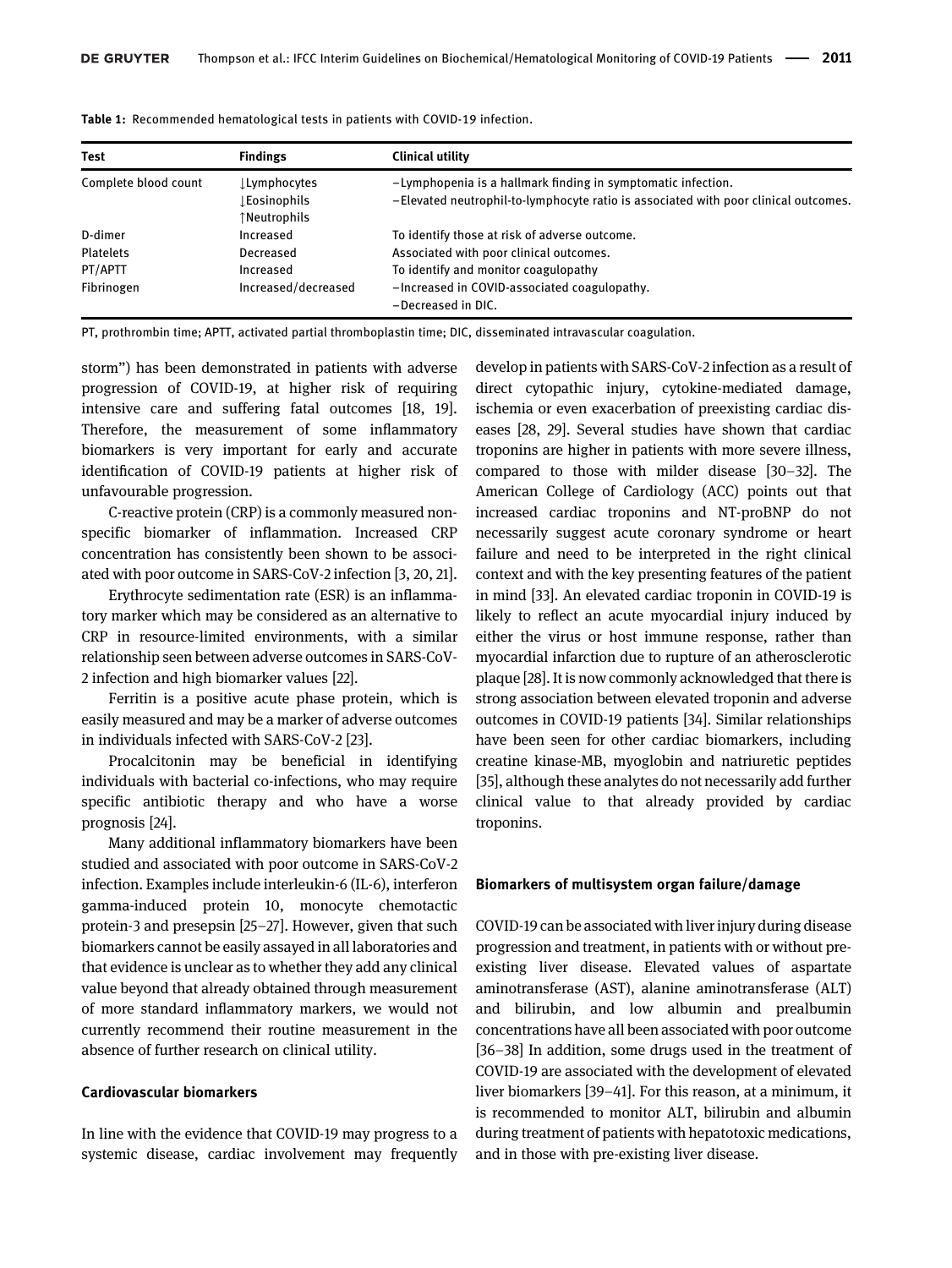**Table 1:** Recommended hematological tests in patients with COVID-19 infection.

| Test | Findings | Clinical utility |
|---|---|---|
| Complete blood count | ↓Lymphocytes<br>↓Eosinophils<br>↑Neutrophils | –Lymphopenia is a hallmark finding in symptomatic infection.<br>–Elevated neutrophil-to-lymphocyte ratio is associated with poor clinical outcomes. |
| D-dimer | Increased | To identify those at risk of adverse outcome. |
| Platelets | Decreased | Associated with poor clinical outcomes. |
| PT/APTT | Increased | To identify and monitor coagulopathy |
| Fibrinogen | Increased/decreased | –Increased in COVID-associated coagulopathy.<br>–Decreased in DIC. |

PT, prothrombin time; APTT, activated partial thromboplastin time; DIC, disseminated intravascular coagulation.

storm") has been demonstrated in patients with adverse progression of COVID-19, at higher risk of requiring intensive care and suffering fatal outcomes [18, 19]. Therefore, the measurement of some inflammatory biomarkers is very important for early and accurate identification of COVID-19 patients at higher risk of unfavourable progression.

C-reactive protein (CRP) is a commonly measured non-specific biomarker of inflammation. Increased CRP concentration has consistently been shown to be associated with poor outcome in SARS-CoV-2 infection [3, 20, 21].

Erythrocyte sedimentation rate (ESR) is an inflammatory marker which may be considered as an alternative to CRP in resource-limited environments, with a similar relationship seen between adverse outcomes in SARS-CoV-2 infection and high biomarker values [22].

Ferritin is a positive acute phase protein, which is easily measured and may be a marker of adverse outcomes in individuals infected with SARS-CoV-2 [23].

Procalcitonin may be beneficial in identifying individuals with bacterial co-infections, who may require specific antibiotic therapy and who have a worse prognosis [24].

Many additional inflammatory biomarkers have been studied and associated with poor outcome in SARS-CoV-2 infection. Examples include interleukin-6 (IL-6), interferon gamma-induced protein 10, monocyte chemotactic protein-3 and presepsin [25–27]. However, given that such biomarkers cannot be easily assayed in all laboratories and that evidence is unclear as to whether they add any clinical value beyond that already obtained through measurement of more standard inflammatory markers, we would not currently recommend their routine measurement in the absence of further research on clinical utility.

### Cardiovascular biomarkers

In line with the evidence that COVID-19 may progress to a systemic disease, cardiac involvement may frequently develop in patients with SARS-CoV-2 infection as a result of direct cytopathic injury, cytokine-mediated damage, ischemia or even exacerbation of preexisting cardiac diseases [28, 29]. Several studies have shown that cardiac troponins are higher in patients with more severe illness, compared to those with milder disease [30–32]. The American College of Cardiology (ACC) points out that increased cardiac troponins and NT-proBNP do not necessarily suggest acute coronary syndrome or heart failure and need to be interpreted in the right clinical context and with the key presenting features of the patient in mind [33]. An elevated cardiac troponin in COVID-19 is likely to reflect an acute myocardial injury induced by either the virus or host immune response, rather than myocardial infarction due to rupture of an atherosclerotic plaque [28]. It is now commonly acknowledged that there is strong association between elevated troponin and adverse outcomes in COVID-19 patients [34]. Similar relationships have been seen for other cardiac biomarkers, including creatine kinase-MB, myoglobin and natriuretic peptides [35], although these analytes do not necessarily add further clinical value to that already provided by cardiac troponins.

### Biomarkers of multisystem organ failure/damage

COVID-19 can be associated with liver injury during disease progression and treatment, in patients with or without pre-existing liver disease. Elevated values of aspartate aminotransferase (AST), alanine aminotransferase (ALT) and bilirubin, and low albumin and prealbumin concentrations have all been associated with poor outcome [36–38] In addition, some drugs used in the treatment of COVID-19 are associated with the development of elevated liver biomarkers [39–41]. For this reason, at a minimum, it is recommended to monitor ALT, bilirubin and albumin during treatment of patients with hepatotoxic medications, and in those with pre-existing liver disease.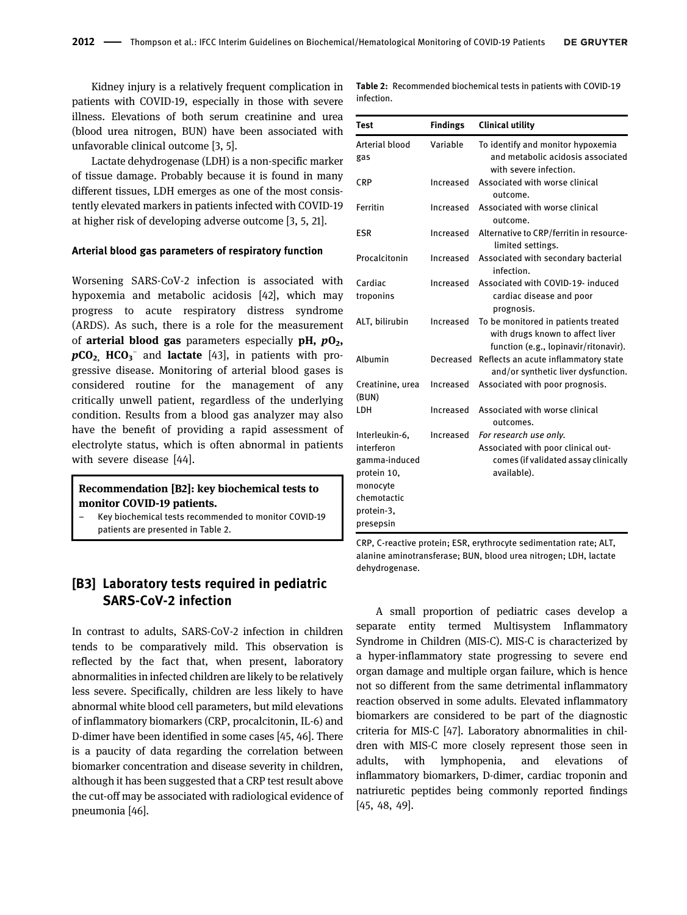Kidney injury is a relatively frequent complication in patients with COVID-19, especially in those with severe illness. Elevations of both serum creatinine and urea (blood urea nitrogen, BUN) have been associated with unfavorable clinical outcome [3, 5].

Lactate dehydrogenase (LDH) is a non-specific marker of tissue damage. Probably because it is found in many different tissues, LDH emerges as one of the most consistently elevated markers in patients infected with COVID-19 at higher risk of developing adverse outcome [3, 5, 21].

### Arterial blood gas parameters of respiratory function

Worsening SARS-CoV-2 infection is associated with hypoxemia and metabolic acidosis [42], which may progress to acute respiratory distress syndrome (ARDS). As such, there is a role for the measurement of **arterial blood gas** parameters especially **pH, $pO_2$, $pCO_2$, $HCO_3^-$** and **lactate** [43], in patients with progressive disease. Monitoring of arterial blood gases is considered routine for the management of any critically unwell patient, regardless of the underlying condition. Results from a blood gas analyzer may also have the benefit of providing a rapid assessment of electrolyte status, which is often abnormal in patients with severe disease [44].

**Recommendation [B2]: key biochemical tests to monitor COVID-19 patients.**

- Key biochemical tests recommended to monitor COVID-19 patients are presented in Table 2.

**Table 2:** Recommended biochemical tests in patients with COVID-19 infection.

| Test | Findings | Clinical utility |
|---|---|---|
| Arterial blood gas | Variable | To identify and monitor hypoxemia and metabolic acidosis associated with severe infection. |
| CRP | Increased | Associated with worse clinical outcome. |
| Ferritin | Increased | Associated with worse clinical outcome. |
| ESR | Increased | Alternative to CRP/ferritin in resource-limited settings. |
| Procalcitonin | Increased | Associated with secondary bacterial infection. |
| Cardiac troponins | Increased | Associated with COVID-19- induced cardiac disease and poor prognosis. |
| ALT, bilirubin | Increased | To be monitored in patients treated with drugs known to affect liver function (e.g., lopinavir/ritonavir). |
| Albumin | Decreased | Reflects an acute inflammatory state and/or synthetic liver dysfunction. |
| Creatinine, urea (BUN) | Increased | Associated with poor prognosis. |
| LDH | Increased | Associated with worse clinical outcomes. |
| Interleukin-6, interferon gamma-induced protein 10, monocyte chemotactic protein-3, presepsin | Increased | *For research use only.* Associated with poor clinical outcomes (if validated assay clinically available). |

CRP, C-reactive protein; ESR, erythrocyte sedimentation rate; ALT, alanine aminotransferase; BUN, blood urea nitrogen; LDH, lactate dehydrogenase.

## [B3] Laboratory tests required in pediatric SARS-CoV-2 infection

In contrast to adults, SARS-CoV-2 infection in children tends to be comparatively mild. This observation is reflected by the fact that, when present, laboratory abnormalities in infected children are likely to be relatively less severe. Specifically, children are less likely to have abnormal white blood cell parameters, but mild elevations of inflammatory biomarkers (CRP, procalcitonin, IL-6) and D-dimer have been identified in some cases [45, 46]. There is a paucity of data regarding the correlation between biomarker concentration and disease severity in children, although it has been suggested that a CRP test result above the cut-off may be associated with radiological evidence of pneumonia [46].

A small proportion of pediatric cases develop a separate entity termed Multisystem Inflammatory Syndrome in Children (MIS-C). MIS-C is characterized by a hyper-inflammatory state progressing to severe end organ damage and multiple organ failure, which is hence not so different from the same detrimental inflammatory reaction observed in some adults. Elevated inflammatory biomarkers are considered to be part of the diagnostic criteria for MIS-C [47]. Laboratory abnormalities in children with MIS-C more closely represent those seen in adults, with lymphopenia, and elevations of inflammatory biomarkers, D-dimer, cardiac troponin and natriuretic peptides being commonly reported findings [45, 48, 49].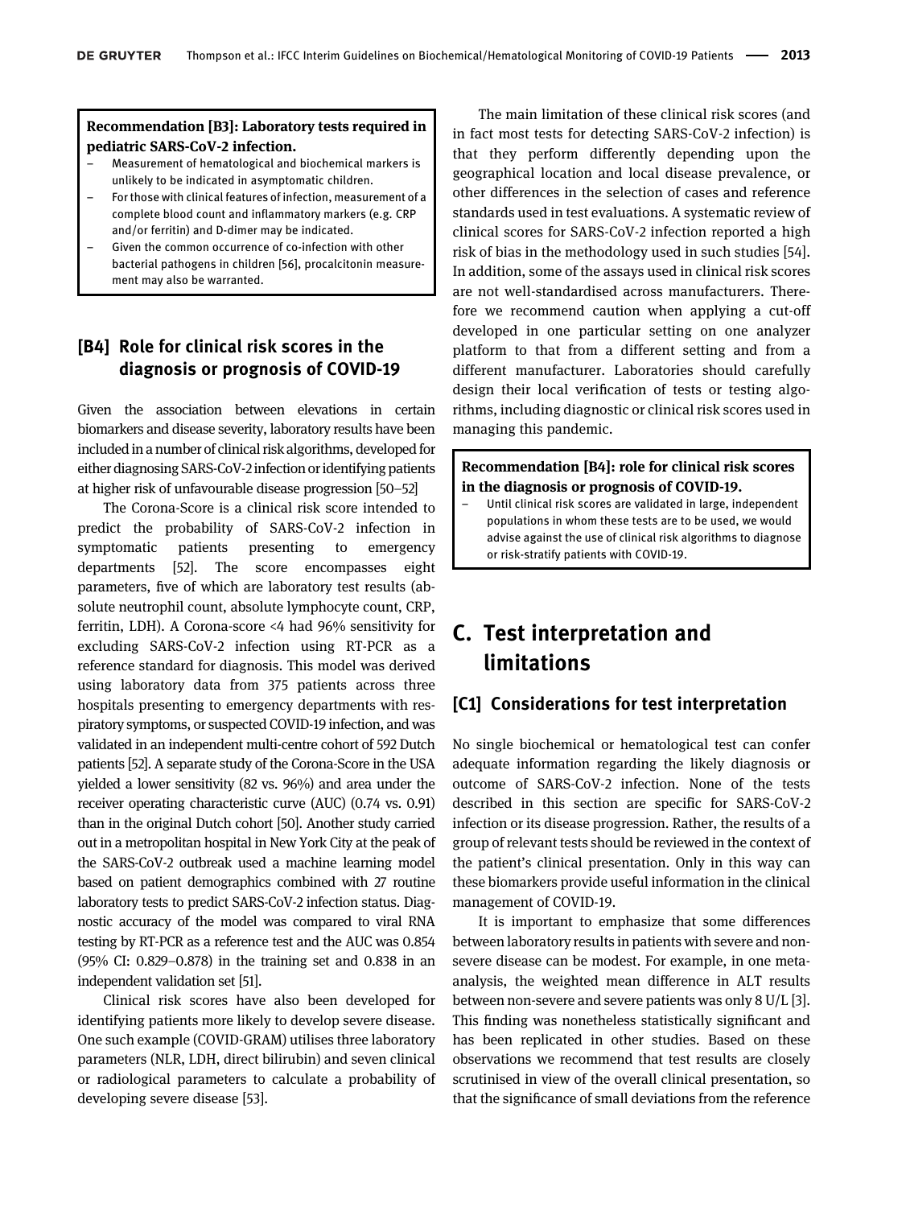**Recommendation [B3]: Laboratory tests required in pediatric SARS-CoV-2 infection.**

- Measurement of hematological and biochemical markers is unlikely to be indicated in asymptomatic children.
- For those with clinical features of infection, measurement of a complete blood count and inflammatory markers (e.g. CRP and/or ferritin) and D-dimer may be indicated.
- Given the common occurrence of co-infection with other bacterial pathogens in children [56], procalcitonin measurement may also be warranted.

## [B4] Role for clinical risk scores in the diagnosis or prognosis of COVID-19

Given the association between elevations in certain biomarkers and disease severity, laboratory results have been included in a number of clinical risk algorithms, developed for either diagnosing SARS-CoV-2 infection or identifying patients at higher risk of unfavourable disease progression [50–52]

The Corona-Score is a clinical risk score intended to predict the probability of SARS-CoV-2 infection in symptomatic patients presenting to emergency departments [52]. The score encompasses eight parameters, five of which are laboratory test results (absolute neutrophil count, absolute lymphocyte count, CRP, ferritin, LDH). A Corona-score <4 had 96% sensitivity for excluding SARS-CoV-2 infection using RT-PCR as a reference standard for diagnosis. This model was derived using laboratory data from 375 patients across three hospitals presenting to emergency departments with respiratory symptoms, or suspected COVID-19 infection, and was validated in an independent multi-centre cohort of 592 Dutch patients [52]. A separate study of the Corona-Score in the USA yielded a lower sensitivity (82 vs. 96%) and area under the receiver operating characteristic curve (AUC) (0.74 vs. 0.91) than in the original Dutch cohort [50]. Another study carried out in a metropolitan hospital in New York City at the peak of the SARS-CoV-2 outbreak used a machine learning model based on patient demographics combined with 27 routine laboratory tests to predict SARS-CoV-2 infection status. Diagnostic accuracy of the model was compared to viral RNA testing by RT-PCR as a reference test and the AUC was 0.854 (95% CI: 0.829–0.878) in the training set and 0.838 in an independent validation set [51].

Clinical risk scores have also been developed for identifying patients more likely to develop severe disease. One such example (COVID-GRAM) utilises three laboratory parameters (NLR, LDH, direct bilirubin) and seven clinical or radiological parameters to calculate a probability of developing severe disease [53].

The main limitation of these clinical risk scores (and in fact most tests for detecting SARS-CoV-2 infection) is that they perform differently depending upon the geographical location and local disease prevalence, or other differences in the selection of cases and reference standards used in test evaluations. A systematic review of clinical scores for SARS-CoV-2 infection reported a high risk of bias in the methodology used in such studies [54]. In addition, some of the assays used in clinical risk scores are not well-standardised across manufacturers. Therefore we recommend caution when applying a cut-off developed in one particular setting on one analyzer platform to that from a different setting and from a different manufacturer. Laboratories should carefully design their local verification of tests or testing algorithms, including diagnostic or clinical risk scores used in managing this pandemic.

**Recommendation [B4]: role for clinical risk scores in the diagnosis or prognosis of COVID-19.**

- Until clinical risk scores are validated in large, independent populations in whom these tests are to be used, we would advise against the use of clinical risk algorithms to diagnose or risk-stratify patients with COVID-19.

# C. Test interpretation and limitations

## [C1] Considerations for test interpretation

No single biochemical or hematological test can confer adequate information regarding the likely diagnosis or outcome of SARS-CoV-2 infection. None of the tests described in this section are specific for SARS-CoV-2 infection or its disease progression. Rather, the results of a group of relevant tests should be reviewed in the context of the patient's clinical presentation. Only in this way can these biomarkers provide useful information in the clinical management of COVID-19.

It is important to emphasize that some differences between laboratory results in patients with severe and non-severe disease can be modest. For example, in one meta-analysis, the weighted mean difference in ALT results between non-severe and severe patients was only 8 U/L [3]. This finding was nonetheless statistically significant and has been replicated in other studies. Based on these observations we recommend that test results are closely scrutinised in view of the overall clinical presentation, so that the significance of small deviations from the reference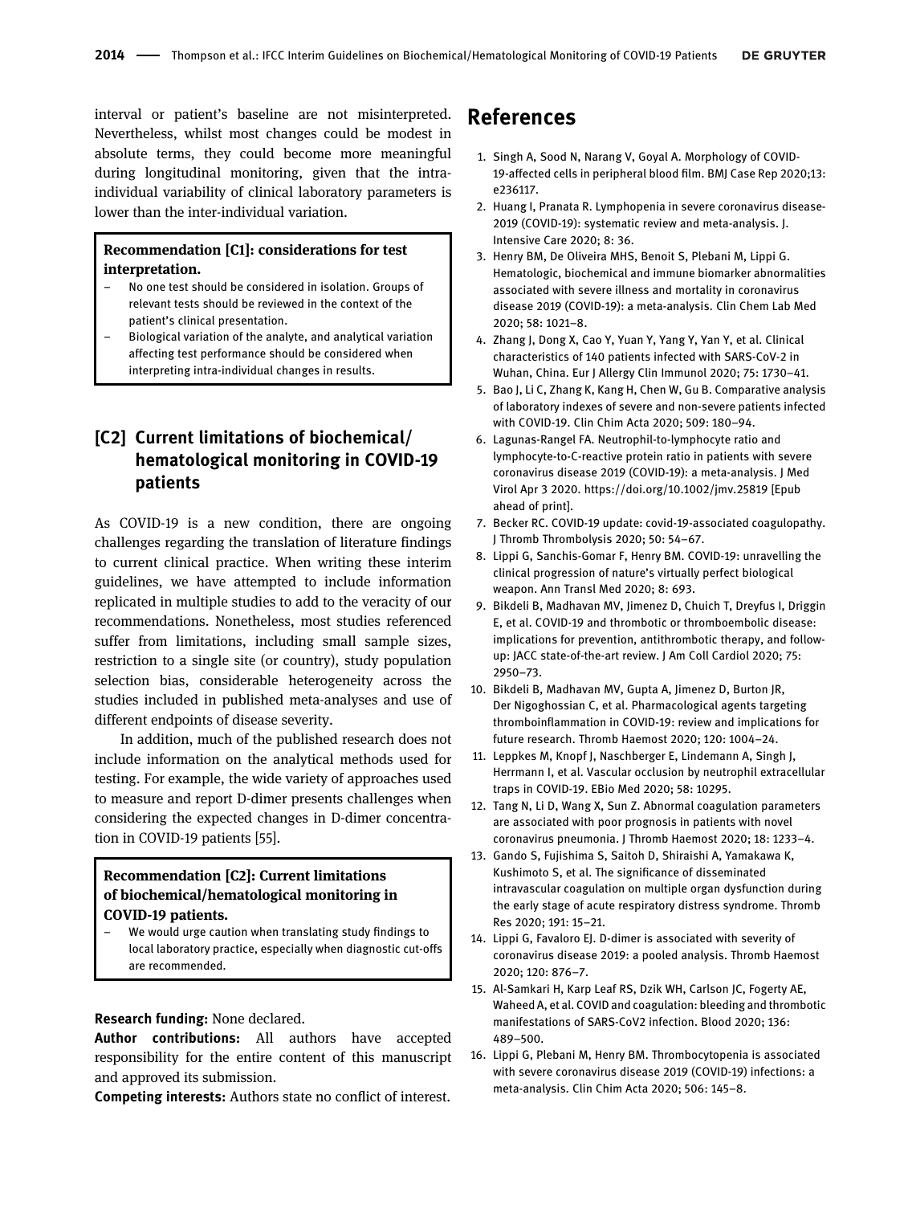interval or patient's baseline are not misinterpreted. Nevertheless, whilst most changes could be modest in absolute terms, they could become more meaningful during longitudinal monitoring, given that the intra-individual variability of clinical laboratory parameters is lower than the inter-individual variation.

**Recommendation [C1]: considerations for test interpretation.**

- No one test should be considered in isolation. Groups of relevant tests should be reviewed in the context of the patient's clinical presentation.
- Biological variation of the analyte, and analytical variation affecting test performance should be considered when interpreting intra-individual changes in results.

## [C2] Current limitations of biochemical/hematological monitoring in COVID-19 patients

As COVID-19 is a new condition, there are ongoing challenges regarding the translation of literature findings to current clinical practice. When writing these interim guidelines, we have attempted to include information replicated in multiple studies to add to the veracity of our recommendations. Nonetheless, most studies referenced suffer from limitations, including small sample sizes, restriction to a single site (or country), study population selection bias, considerable heterogeneity across the studies included in published meta-analyses and use of different endpoints of disease severity.

In addition, much of the published research does not include information on the analytical methods used for testing. For example, the wide variety of approaches used to measure and report D-dimer presents challenges when considering the expected changes in D-dimer concentration in COVID-19 patients [55].

**Recommendation [C2]: Current limitations of biochemical/hematological monitoring in COVID-19 patients.**

- We would urge caution when translating study findings to local laboratory practice, especially when diagnostic cut-offs are recommended.

**Research funding:** None declared.

**Author contributions:** All authors have accepted responsibility for the entire content of this manuscript and approved its submission.

**Competing interests:** Authors state no conflict of interest.

# References

1. Singh A, Sood N, Narang V, Goyal A. Morphology of COVID-19-affected cells in peripheral blood film. BMJ Case Rep 2020;13: e236117.
2. Huang I, Pranata R. Lymphopenia in severe coronavirus disease-2019 (COVID-19): systematic review and meta-analysis. J. Intensive Care 2020; 8: 36.
3. Henry BM, De Oliveira MHS, Benoit S, Plebani M, Lippi G. Hematologic, biochemical and immune biomarker abnormalities associated with severe illness and mortality in coronavirus disease 2019 (COVID-19): a meta-analysis. Clin Chem Lab Med 2020; 58: 1021–8.
4. Zhang J, Dong X, Cao Y, Yuan Y, Yang Y, Yan Y, et al. Clinical characteristics of 140 patients infected with SARS-CoV-2 in Wuhan, China. Eur J Allergy Clin Immunol 2020; 75: 1730–41.
5. Bao J, Li C, Zhang K, Kang H, Chen W, Gu B. Comparative analysis of laboratory indexes of severe and non-severe patients infected with COVID-19. Clin Chim Acta 2020; 509: 180–94.
6. Lagunas-Rangel FA. Neutrophil-to-lymphocyte ratio and lymphocyte-to-C-reactive protein ratio in patients with severe coronavirus disease 2019 (COVID-19): a meta-analysis. J Med Virol Apr 3 2020. https://doi.org/10.1002/jmv.25819 [Epub ahead of print].
7. Becker RC. COVID-19 update: covid-19-associated coagulopathy. J Thromb Thrombolysis 2020; 50: 54–67.
8. Lippi G, Sanchis-Gomar F, Henry BM. COVID-19: unravelling the clinical progression of nature's virtually perfect biological weapon. Ann Transl Med 2020; 8: 693.
9. Bikdeli B, Madhavan MV, Jimenez D, Chuich T, Dreyfus I, Driggin E, et al. COVID-19 and thrombotic or thromboembolic disease: implications for prevention, antithrombotic therapy, and follow-up: JACC state-of-the-art review. J Am Coll Cardiol 2020; 75: 2950–73.
10. Bikdeli B, Madhavan MV, Gupta A, Jimenez D, Burton JR, Der Nigoghossian C, et al. Pharmacological agents targeting thromboinflammation in COVID-19: review and implications for future research. Thromb Haemost 2020; 120: 1004–24.
11. Leppkes M, Knopf J, Naschberger E, Lindemann A, Singh J, Herrmann I, et al. Vascular occlusion by neutrophil extracellular traps in COVID-19. EBio Med 2020; 58: 10295.
12. Tang N, Li D, Wang X, Sun Z. Abnormal coagulation parameters are associated with poor prognosis in patients with novel coronavirus pneumonia. J Thromb Haemost 2020; 18: 1233–4.
13. Gando S, Fujishima S, Saitoh D, Shiraishi A, Yamakawa K, Kushimoto S, et al. The significance of disseminated intravascular coagulation on multiple organ dysfunction during the early stage of acute respiratory distress syndrome. Thromb Res 2020; 191: 15–21.
14. Lippi G, Favaloro EJ. D-dimer is associated with severity of coronavirus disease 2019: a pooled analysis. Thromb Haemost 2020; 120: 876–7.
15. Al-Samkari H, Karp Leaf RS, Dzik WH, Carlson JC, Fogerty AE, Waheed A, et al. COVID and coagulation: bleeding and thrombotic manifestations of SARS-CoV2 infection. Blood 2020; 136: 489–500.
16. Lippi G, Plebani M, Henry BM. Thrombocytopenia is associated with severe coronavirus disease 2019 (COVID-19) infections: a meta-analysis. Clin Chim Acta 2020; 506: 145–8.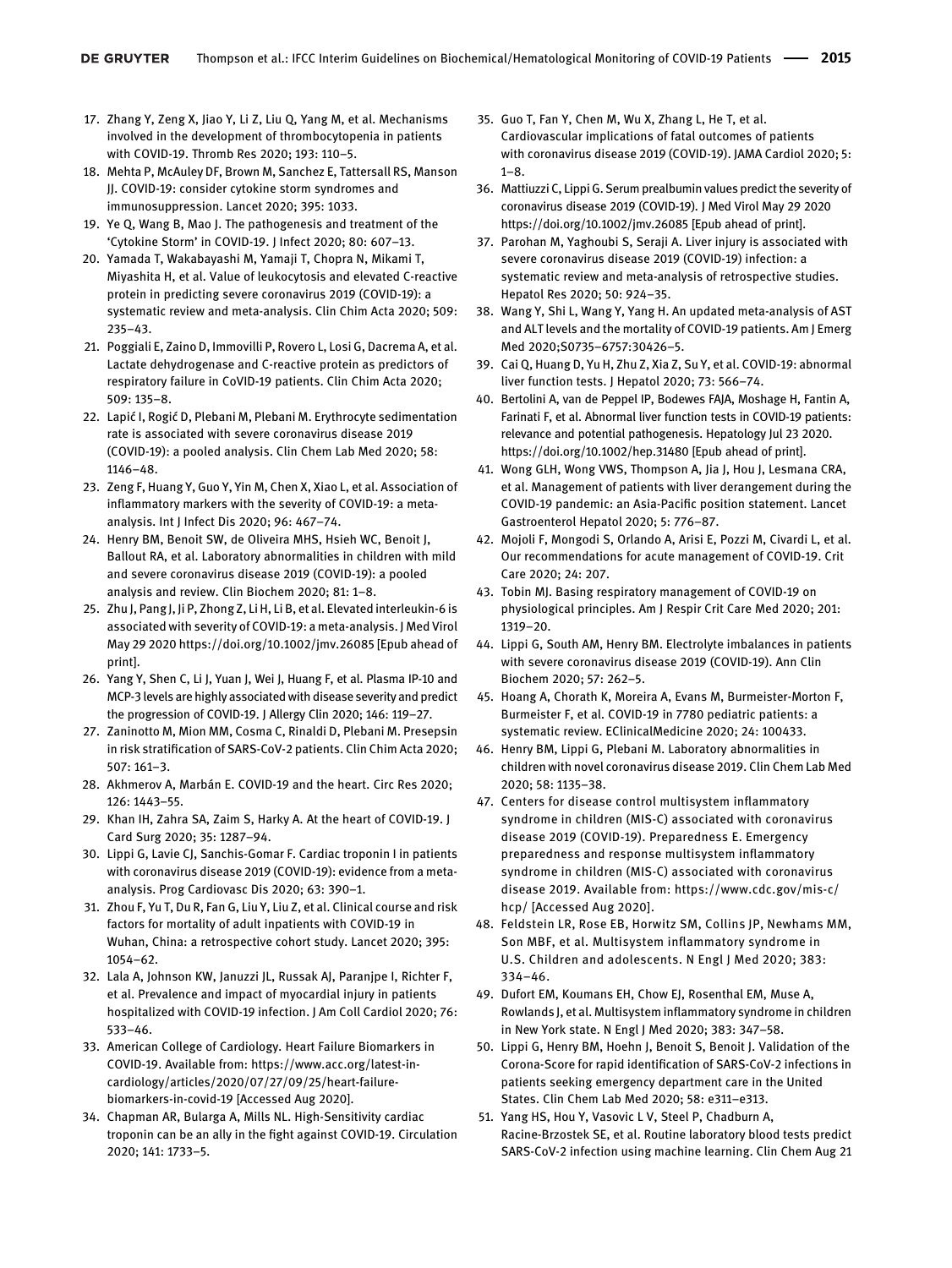17. Zhang Y, Zeng X, Jiao Y, Li Z, Liu Q, Yang M, et al. Mechanisms involved in the development of thrombocytopenia in patients with COVID-19. Thromb Res 2020; 193: 110–5.
18. Mehta P, McAuley DF, Brown M, Sanchez E, Tattersall RS, Manson JJ. COVID-19: consider cytokine storm syndromes and immunosuppression. Lancet 2020; 395: 1033.
19. Ye Q, Wang B, Mao J. The pathogenesis and treatment of the 'Cytokine Storm' in COVID-19. J Infect 2020; 80: 607–13.
20. Yamada T, Wakabayashi M, Yamaji T, Chopra N, Mikami T, Miyashita H, et al. Value of leukocytosis and elevated C-reactive protein in predicting severe coronavirus 2019 (COVID-19): a systematic review and meta-analysis. Clin Chim Acta 2020; 509: 235–43.
21. Poggiali E, Zaino D, Immovilli P, Rovero L, Losi G, Dacrema A, et al. Lactate dehydrogenase and C-reactive protein as predictors of respiratory failure in CoVID-19 patients. Clin Chim Acta 2020; 509: 135–8.
22. Lapić I, Rogić D, Plebani M, Plebani M. Erythrocyte sedimentation rate is associated with severe coronavirus disease 2019 (COVID-19): a pooled analysis. Clin Chem Lab Med 2020; 58: 1146–48.
23. Zeng F, Huang Y, Guo Y, Yin M, Chen X, Xiao L, et al. Association of inflammatory markers with the severity of COVID-19: a meta-analysis. Int J Infect Dis 2020; 96: 467–74.
24. Henry BM, Benoit SW, de Oliveira MHS, Hsieh WC, Benoit J, Ballout RA, et al. Laboratory abnormalities in children with mild and severe coronavirus disease 2019 (COVID-19): a pooled analysis and review. Clin Biochem 2020; 81: 1–8.
25. Zhu J, Pang J, Ji P, Zhong Z, Li H, Li B, et al. Elevated interleukin-6 is associated with severity of COVID-19: a meta-analysis. J Med Virol May 29 2020 https://doi.org/10.1002/jmv.26085 [Epub ahead of print].
26. Yang Y, Shen C, Li J, Yuan J, Wei J, Huang F, et al. Plasma IP-10 and MCP-3 levels are highly associated with disease severity and predict the progression of COVID-19. J Allergy Clin 2020; 146: 119–27.
27. Zaninotto M, Mion MM, Cosma C, Rinaldi D, Plebani M. Presepsin in risk stratification of SARS-CoV-2 patients. Clin Chim Acta 2020; 507: 161–3.
28. Akhmerov A, Marbán E. COVID-19 and the heart. Circ Res 2020; 126: 1443–55.
29. Khan IH, Zahra SA, Zaim S, Harky A. At the heart of COVID-19. J Card Surg 2020; 35: 1287–94.
30. Lippi G, Lavie CJ, Sanchis-Gomar F. Cardiac troponin I in patients with coronavirus disease 2019 (COVID-19): evidence from a meta-analysis. Prog Cardiovasc Dis 2020; 63: 390–1.
31. Zhou F, Yu T, Du R, Fan G, Liu Y, Liu Z, et al. Clinical course and risk factors for mortality of adult inpatients with COVID-19 in Wuhan, China: a retrospective cohort study. Lancet 2020; 395: 1054–62.
32. Lala A, Johnson KW, Januzzi JL, Russak AJ, Paranjpe I, Richter F, et al. Prevalence and impact of myocardial injury in patients hospitalized with COVID-19 infection. J Am Coll Cardiol 2020; 76: 533–46.
33. American College of Cardiology. Heart Failure Biomarkers in COVID-19. Available from: https://www.acc.org/latest-in-cardiology/articles/2020/07/27/09/25/heart-failure-biomarkers-in-covid-19 [Accessed Aug 2020].
34. Chapman AR, Bularga A, Mills NL. High-Sensitivity cardiac troponin can be an ally in the fight against COVID-19. Circulation 2020; 141: 1733–5.
35. Guo T, Fan Y, Chen M, Wu X, Zhang L, He T, et al. Cardiovascular implications of fatal outcomes of patients with coronavirus disease 2019 (COVID-19). JAMA Cardiol 2020; 5: 1–8.
36. Mattiuzzi C, Lippi G. Serum prealbumin values predict the severity of coronavirus disease 2019 (COVID-19). J Med Virol May 29 2020 https://doi.org/10.1002/jmv.26085 [Epub ahead of print].
37. Parohan M, Yaghoubi S, Seraji A. Liver injury is associated with severe coronavirus disease 2019 (COVID-19) infection: a systematic review and meta-analysis of retrospective studies. Hepatol Res 2020; 50: 924–35.
38. Wang Y, Shi L, Wang Y, Yang H. An updated meta-analysis of AST and ALT levels and the mortality of COVID-19 patients. Am J Emerg Med 2020;S0735–6757:30426–5.
39. Cai Q, Huang D, Yu H, Zhu Z, Xia Z, Su Y, et al. COVID-19: abnormal liver function tests. J Hepatol 2020; 73: 566–74.
40. Bertolini A, van de Peppel IP, Bodewes FAJA, Moshage H, Fantin A, Farinati F, et al. Abnormal liver function tests in COVID-19 patients: relevance and potential pathogenesis. Hepatology Jul 23 2020. https://doi.org/10.1002/hep.31480 [Epub ahead of print].
41. Wong GLH, Wong VWS, Thompson A, Jia J, Hou J, Lesmana CRA, et al. Management of patients with liver derangement during the COVID-19 pandemic: an Asia-Pacific position statement. Lancet Gastroenterol Hepatol 2020; 5: 776–87.
42. Mojoli F, Mongodi S, Orlando A, Arisi E, Pozzi M, Civardi L, et al. Our recommendations for acute management of COVID-19. Crit Care 2020; 24: 207.
43. Tobin MJ. Basing respiratory management of COVID-19 on physiological principles. Am J Respir Crit Care Med 2020; 201: 1319–20.
44. Lippi G, South AM, Henry BM. Electrolyte imbalances in patients with severe coronavirus disease 2019 (COVID-19). Ann Clin Biochem 2020; 57: 262–5.
45. Hoang A, Chorath K, Moreira A, Evans M, Burmeister-Morton F, Burmeister F, et al. COVID-19 in 7780 pediatric patients: a systematic review. EClinicalMedicine 2020; 24: 100433.
46. Henry BM, Lippi G, Plebani M. Laboratory abnormalities in children with novel coronavirus disease 2019. Clin Chem Lab Med 2020; 58: 1135–38.
47. Centers for disease control multisystem inflammatory syndrome in children (MIS-C) associated with coronavirus disease 2019 (COVID-19). Preparedness E. Emergency preparedness and response multisystem inflammatory syndrome in children (MIS-C) associated with coronavirus disease 2019. Available from: https://www.cdc.gov/mis-c/hcp/ [Accessed Aug 2020].
48. Feldstein LR, Rose EB, Horwitz SM, Collins JP, Newhams MM, Son MBF, et al. Multisystem inflammatory syndrome in U.S. Children and adolescents. N Engl J Med 2020; 383: 334–46.
49. Dufort EM, Koumans EH, Chow EJ, Rosenthal EM, Muse A, Rowlands J, et al. Multisystem inflammatory syndrome in children in New York state. N Engl J Med 2020; 383: 347–58.
50. Lippi G, Henry BM, Hoehn J, Benoit S, Benoit J. Validation of the Corona-Score for rapid identification of SARS-CoV-2 infections in patients seeking emergency department care in the United States. Clin Chem Lab Med 2020; 58: e311–e313.
51. Yang HS, Hou Y, Vasovic L V, Steel P, Chadburn A, Racine-Brzostek SE, et al. Routine laboratory blood tests predict SARS-CoV-2 infection using machine learning. Clin Chem Aug 21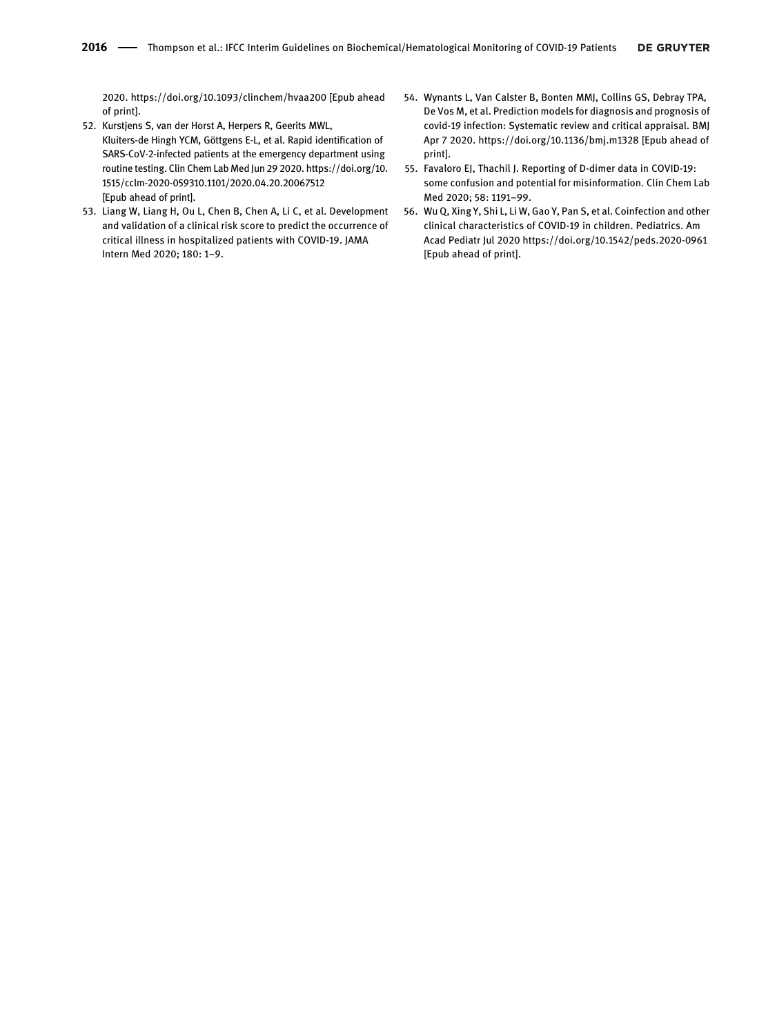2020. https://doi.org/10.1093/clinchem/hvaa200 [Epub ahead of print].

52. Kurstjens S, van der Horst A, Herpers R, Geerits MWL, Kluiters-de Hingh YCM, Göttgens E-L, et al. Rapid identification of SARS-CoV-2-infected patients at the emergency department using routine testing. Clin Chem Lab Med Jun 29 2020. https://doi.org/10.1515/cclm-2020-059310.1101/2020.04.20.20067512 [Epub ahead of print].
53. Liang W, Liang H, Ou L, Chen B, Chen A, Li C, et al. Development and validation of a clinical risk score to predict the occurrence of critical illness in hospitalized patients with COVID-19. JAMA Intern Med 2020; 180: 1–9.
54. Wynants L, Van Calster B, Bonten MMJ, Collins GS, Debray TPA, De Vos M, et al. Prediction models for diagnosis and prognosis of covid-19 infection: Systematic review and critical appraisal. BMJ Apr 7 2020. https://doi.org/10.1136/bmj.m1328 [Epub ahead of print].
55. Favaloro EJ, Thachil J. Reporting of D-dimer data in COVID-19: some confusion and potential for misinformation. Clin Chem Lab Med 2020; 58: 1191–99.
56. Wu Q, Xing Y, Shi L, Li W, Gao Y, Pan S, et al. Coinfection and other clinical characteristics of COVID-19 in children. Pediatrics. Am Acad Pediatr Jul 2020 https://doi.org/10.1542/peds.2020-0961 [Epub ahead of print].